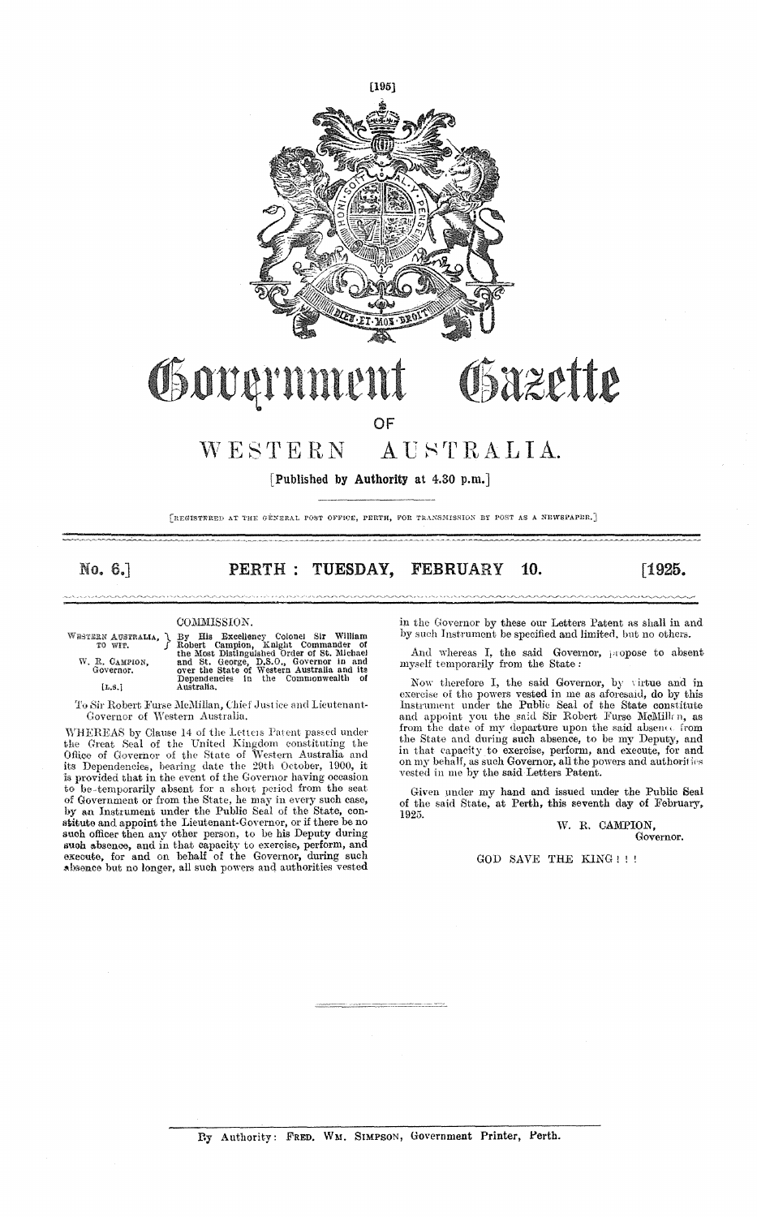# Government Gazette

## OF

# WESTERN AUSTRALIA.

[Published by Authority at 4.30 p.m.]

[REGISTERED AT THE GENERAL POST OFFICE, PERTH, FOR TRANSMISSION BY POST AS A NEWSPAPER.]

**No. 6.] PERTH : TUESDAY, FEBRUARY 10. [1925.**

---

COMMISSION.

WESTERN AUSTRALIA, TO WIT. W. R. CAMPION, Governor. [L.S.]

By His Excellency Colonel Sir William Robert Campion, Knight Commander of the Most Distinguished Order of St. Michael and St. George, D.S.O., Governor in and over the State of Western Australia and its Dependencies in the Commonwealth of Australia.

To Sir Robert Furse McMillan, Chief Justice and Lieutenant-Governor of Western Australia.

WHEREAS by Clause 14 of the Letters Patent passed under the Great Seal of the United Kingdom constituting the Office of Governor of the State of Western Australia and its Dependencies, bearing date the 29th October, 1900, it is provided that in the event of the Governor having occasion to be temporarily absent for a short period from the seat of Government or from the State, he may in every such case, by an Instrument under the Public Seal of the State, constitute and appoint the Lieutenant-Governor, or if there be no such officer then any other person, to be his Deputy during such absence, and in that capacity to exercise, perform, and execute, for and on behalf of the Governor, during such absence but no longer, all such powers and authorities vested in the Governor by these our Letters Patent as shall in and by such Instrument be specified and limited, but no others.

And whereas I, the said Governor, propose to absent myself temporarily from the State:

Now therefore I, the said Governor, by virtue and in exercise of the powers vested in me as aforesaid, do by this Instrument under the Public Seal of the State constitute and appoint you the said Sir Robert Furse McMillan, as from the date of my departure upon the said absence from the State and during such absence, to be my Deputy, and in that capacity to exercise, perform, and execute, for and on my behalf, as such Governor, all the powers and authorities vested in me by the said Letters Patent.

Given under my hand and issued under the Public Seal of the said State, at Perth, this seventh day of February, 1925.

W. R. CAMPION,
Governor.

GOD SAVE THE KING ! ! !

---

By Authority: FRED. WM. SIMPSON, Government Printer, Perth.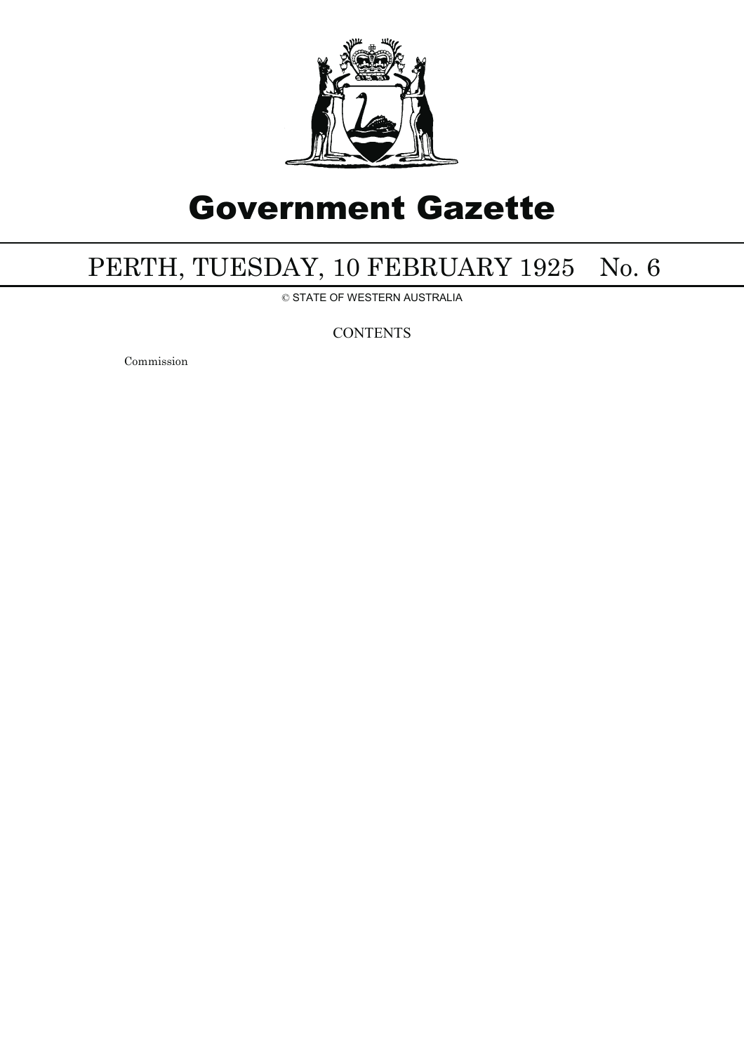# Government Gazette

## PERTH, TUESDAY, 10 FEBRUARY 1925 No. 6

© STATE OF WESTERN AUSTRALIA

CONTENTS

Commission